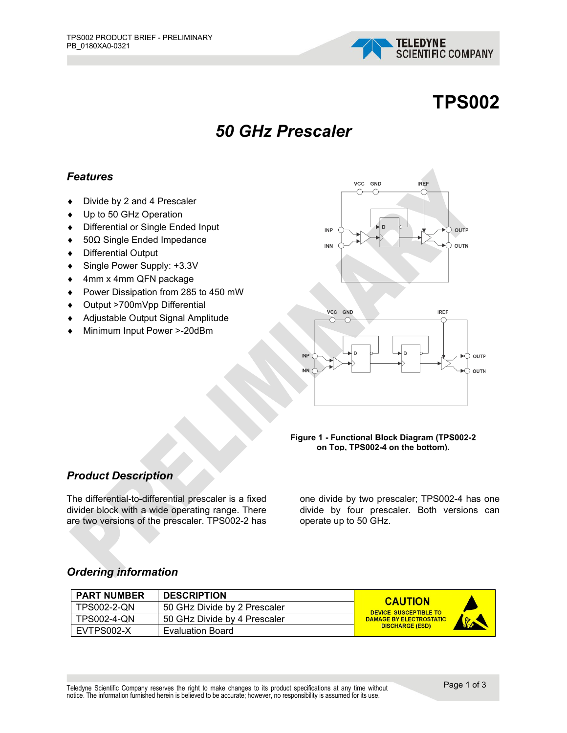# TPS002

## *50 GHz Prescaler*

### *Features*

- Divide by 2 and 4 Prescaler
- Up to 50 GHz Operation
- Differential or Single Ended Input
- 50Ω Single Ended Impedance
- Differential Output
- Single Power Supply: +3.3V
- 4mm x 4mm QFN package
- Power Dissipation from 285 to 450 mW
- Output >700mVpp Differential
- Adjustable Output Signal Amplitude
- Minimum Input Power >-20dBm

**Figure 1 - Functional Block Diagram (TPS002-2 on Top, TPS002-4 on the bottom).**

### *Product Description*

The differential-to-differential prescaler is a fixed divider block with a wide operating range. There are two versions of the prescaler. TPS002-2 has one divide by two prescaler; TPS002-4 has one divide by four prescaler. Both versions can operate up to 50 GHz.

### *Ordering information*

| PART NUMBER | DESCRIPTION |
|---|---|
| TPS002-2-QN | 50 GHz Divide by 2 Prescaler |
| TPS002-4-QN | 50 GHz Divide by 4 Prescaler |
| EVTPS002-X | Evaluation Board |

**CAUTION**
DEVICE SUSCEPTIBLE TO DAMAGE BY ELECTROSTATIC DISCHARGE (ESD)

Teledyne Scientific Company reserves the right to make changes to its product specifications at any time without notice. The information furnished herein is believed to be accurate; however, no responsibility is assumed for its use.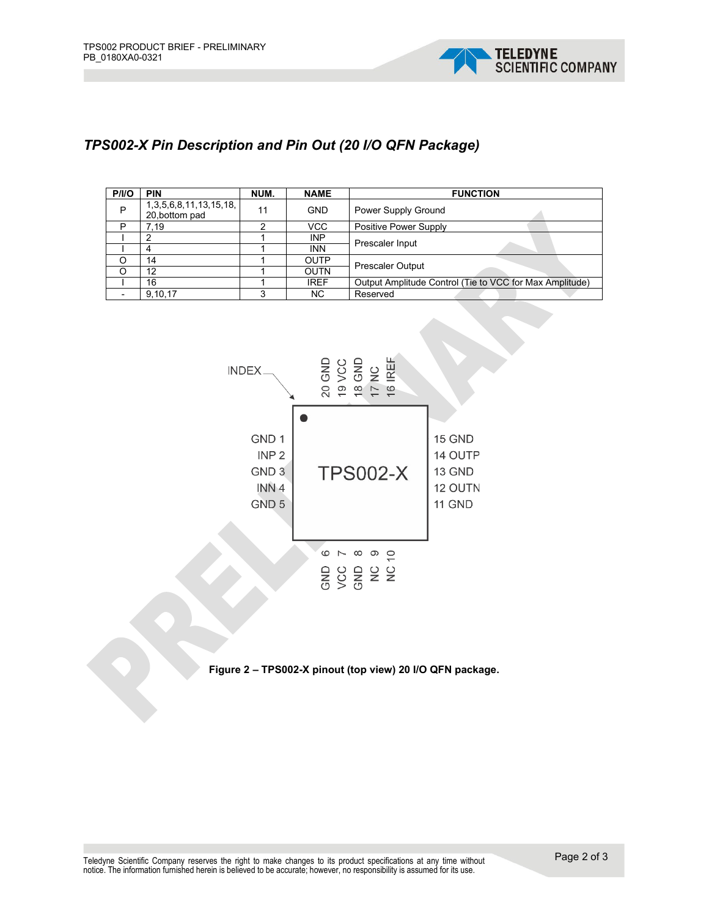## *TPS002-X Pin Description and Pin Out (20 I/O QFN Package)*

| P/I/O | PIN | NUM. | NAME | FUNCTION |
|---|---|---|---|---|
| P | 1,3,5,6,8,11,13,15,18, 20,bottom pad | 11 | GND | Power Supply Ground |
| P | 7,19 | 2 | VCC | Positive Power Supply |
| I | 2 | 1 | INP | Prescaler Input |
| I | 4 | 1 | INN | |
| O | 14 | 1 | OUTP | Prescaler Output |
| O | 12 | 1 | OUTN | |
| I | 16 | 1 | IREF | Output Amplitude Control (Tie to VCC for Max Amplitude) |
| - | 9,10,17 | 3 | NC | Reserved |

INDEX

20 GND, 19 VCC, 18 GND, 17 NC, 16 IREF

GND 1, INP 2, GND 3, INN 4, GND 5

TPS002-X

15 GND, 14 OUTP, 13 GND, 12 OUTN, 11 GND

GND 6, VCC 7, GND 8, NC 9, NC 10

**Figure 2 – TPS002-X pinout (top view) 20 I/O QFN package.**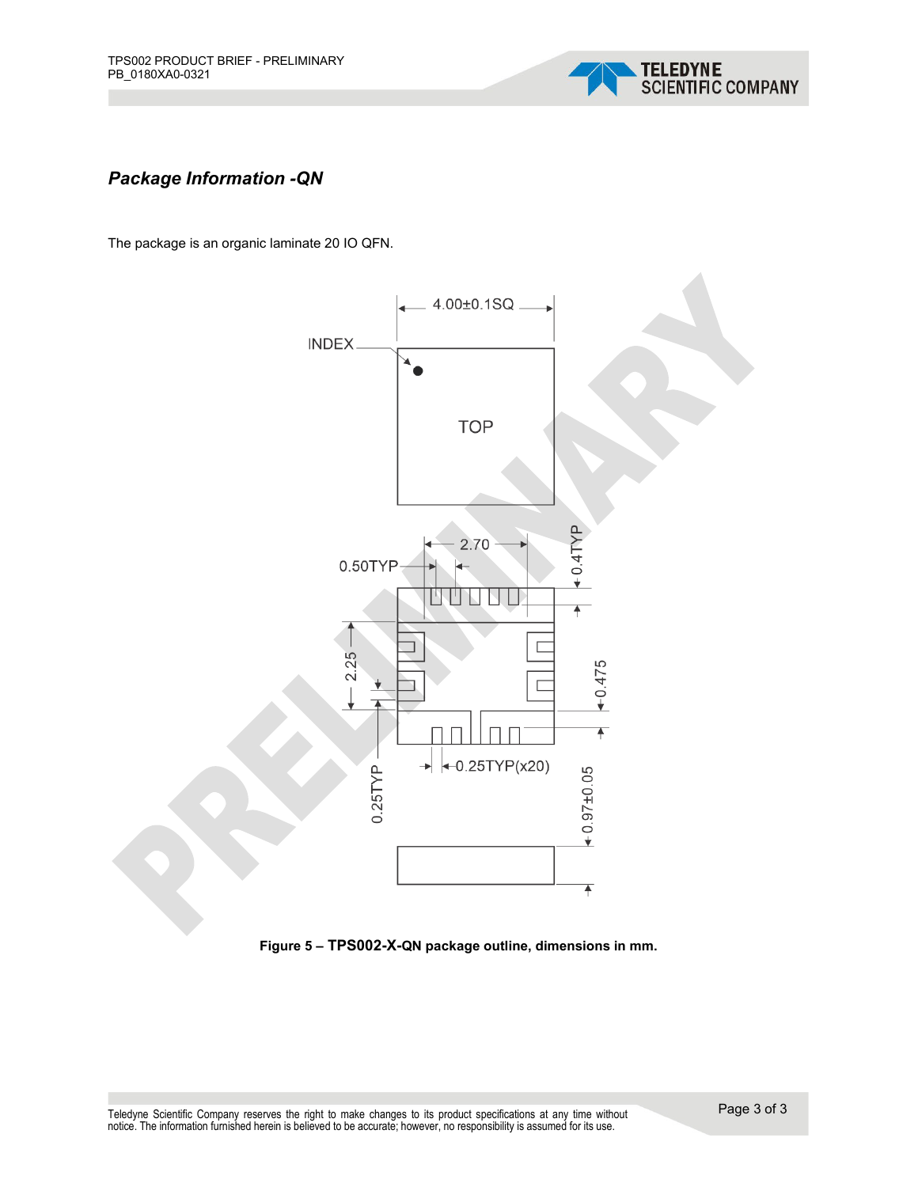## *Package Information -QN*

The package is an organic laminate 20 IO QFN.

4.00±0.1SQ

INDEX

TOP

2.70

0.50TYP

0.4TYP

2.25

0.475

0.25TYP

0.25TYP(x20)

0.97±0.05

**Figure 5 – TPS002-X-QN package outline, dimensions in mm.**

Teledyne Scientific Company reserves the right to make changes to its product specifications at any time without notice. The information furnished herein is believed to be accurate; however, no responsibility is assumed for its use.